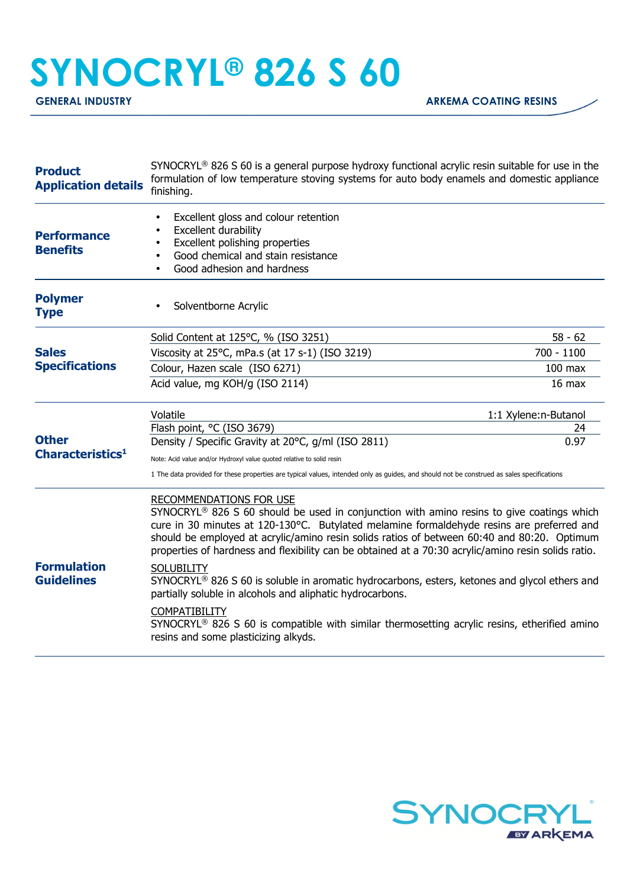# SYNOCRYL® 826 S 60

**GENERAL INDUSTRY** | **ARKEMA COATING RESINS**

## Product Application details

SYNOCRYL® 826 S 60 is a general purpose hydroxy functional acrylic resin suitable for use in the formulation of low temperature stoving systems for auto body enamels and domestic appliance finishing.

## Performance Benefits

- Excellent gloss and colour retention
- Excellent durability
- Excellent polishing properties
- Good chemical and stain resistance
- Good adhesion and hardness

## Polymer Type

- Solventborne Acrylic

## Sales Specifications

| Property | Value |
|---|---|
| Solid Content at 125°C, % (ISO 3251) | 58 - 62 |
| Viscosity at 25°C, mPa.s (at 17 s-1) (ISO 3219) | 700 - 1100 |
| Colour, Hazen scale (ISO 6271) | 100 max |
| Acid value, mg KOH/g (ISO 2114) | 16 max |

## Other Characteristics[1]

| Property | Value |
|---|---|
| Volatile | 1:1 Xylene:n-Butanol |
| Flash point, °C (ISO 3679) | 24 |
| Density / Specific Gravity at 20°C, g/ml (ISO 2811) | 0.97 |

Note: Acid value and/or Hydroxyl value quoted relative to solid resin

1 The data provided for these properties are typical values, intended only as guides, and should not be construed as sales specifications

## Formulation Guidelines

RECOMMENDATIONS FOR USE

SYNOCRYL® 826 S 60 should be used in conjunction with amino resins to give coatings which cure in 30 minutes at 120-130°C. Butylated melamine formaldehyde resins are preferred and should be employed at acrylic/amino resin solids ratios of between 60:40 and 80:20. Optimum properties of hardness and flexibility can be obtained at a 70:30 acrylic/amino resin solids ratio.

SOLUBILITY

SYNOCRYL® 826 S 60 is soluble in aromatic hydrocarbons, esters, ketones and glycol ethers and partially soluble in alcohols and aliphatic hydrocarbons.

COMPATIBILITY

SYNOCRYL® 826 S 60 is compatible with similar thermosetting acrylic resins, etherified amino resins and some plasticizing alkyds.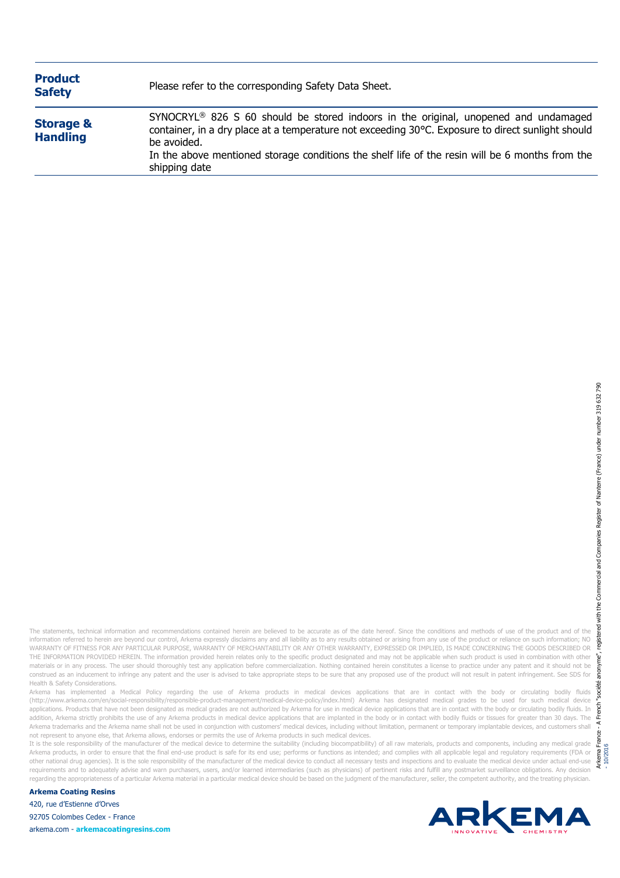| | |
|---|---|
| **Product Safety** | Please refer to the corresponding Safety Data Sheet. |
| **Storage & Handling** | SYNOCRYL® 826 S 60 should be stored indoors in the original, unopened and undamaged container, in a dry place at a temperature not exceeding 30°C. Exposure to direct sunlight should be avoided.<br>In the above mentioned storage conditions the shelf life of the resin will be 6 months from the shipping date |

The statements, technical information and recommendations contained herein are believed to be accurate as of the date hereof. Since the conditions and methods of use of the product and of the information referred to herein are beyond our control, Arkema expressly disclaims any and all liability as to any results obtained or arising from any use of the product or reliance on such information; NO WARRANTY OF FITNESS FOR ANY PARTICULAR PURPOSE, WARRANTY OF MERCHANTABILITY OR ANY OTHER WARRANTY, EXPRESSED OR IMPLIED, IS MADE CONCERNING THE GOODS DESCRIBED OR THE INFORMATION PROVIDED HEREIN. The information provided herein relates only to the specific product designated and may not be applicable when such product is used in combination with other materials or in any process. The user should thoroughly test any application before commercialization. Nothing contained herein constitutes a license to practice under any patent and it should not be construed as an inducement to infringe any patent and the user is advised to take appropriate steps to be sure that any proposed use of the product will not result in patent infringement. See SDS for Health & Safety Considerations.

Arkema has implemented a Medical Policy regarding the use of Arkema products in medical devices applications that are in contact with the body or circulating bodily fluids (http://www.arkema.com/en/social-responsibility/responsible-product-management/medical-device-policy/index.html) Arkema has designated medical grades to be used for such medical device applications. Products that have not been designated as medical grades are not authorized by Arkema for use in medical device applications that are in contact with the body or circulating bodily fluids. In addition, Arkema strictly prohibits the use of any Arkema products in medical device applications that are implanted in the body or in contact with bodily fluids or tissues for greater than 30 days. The Arkema trademarks and the Arkema name shall not be used in conjunction with customers' medical devices, including without limitation, permanent or temporary implantable devices, and customers shall not represent to anyone else, that Arkema allows, endorses or permits the use of Arkema products in such medical devices.

It is the sole responsibility of the manufacturer of the medical device to determine the suitability (including biocompatibility) of all raw materials, products and components, including any medical grade Arkema products, in order to ensure that the final end-use product is safe for its end use; performs or functions as intended; and complies with all applicable legal and regulatory requirements (FDA or other national drug agencies). It is the sole responsibility of the manufacturer of the medical device to conduct all necessary tests and inspections and to evaluate the medical device under actual end-use requirements and to adequately advise and warn purchasers, users, and/or learned intermediaries (such as physicians) of pertinent risks and fulfill any postmarket surveillance obligations. Any decision regarding the appropriateness of a particular Arkema material in a particular medical device should be based on the judgment of the manufacturer, seller, the competent authority, and the treating physician.

**Arkema Coating Resins**
420, rue d'Estienne d'Orves
92705 Colombes Cedex - France
arkema.com - **arkemacoatingresins.com**

ARKEMA INNOVATIVE CHEMISTRY

Arkema France - A French "société anonyme", registered with the Commercial and Companies Register of Nanterre (France) under number 319 632 790 - 10/2016